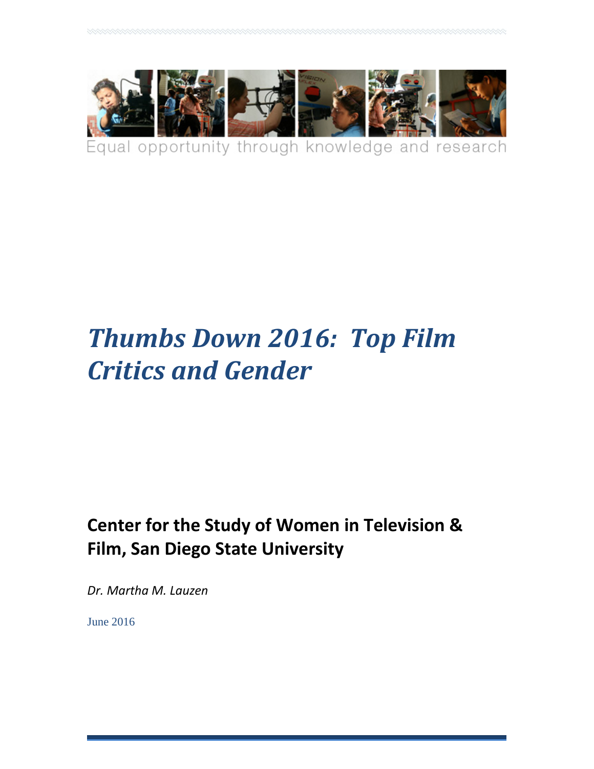Equal opportunity through knowledge and research

# *Thumbs Down 2016: Top Film Critics and Gender*

## Center for the Study of Women in Television & Film, San Diego State University

*Dr. Martha M. Lauzen*

June 2016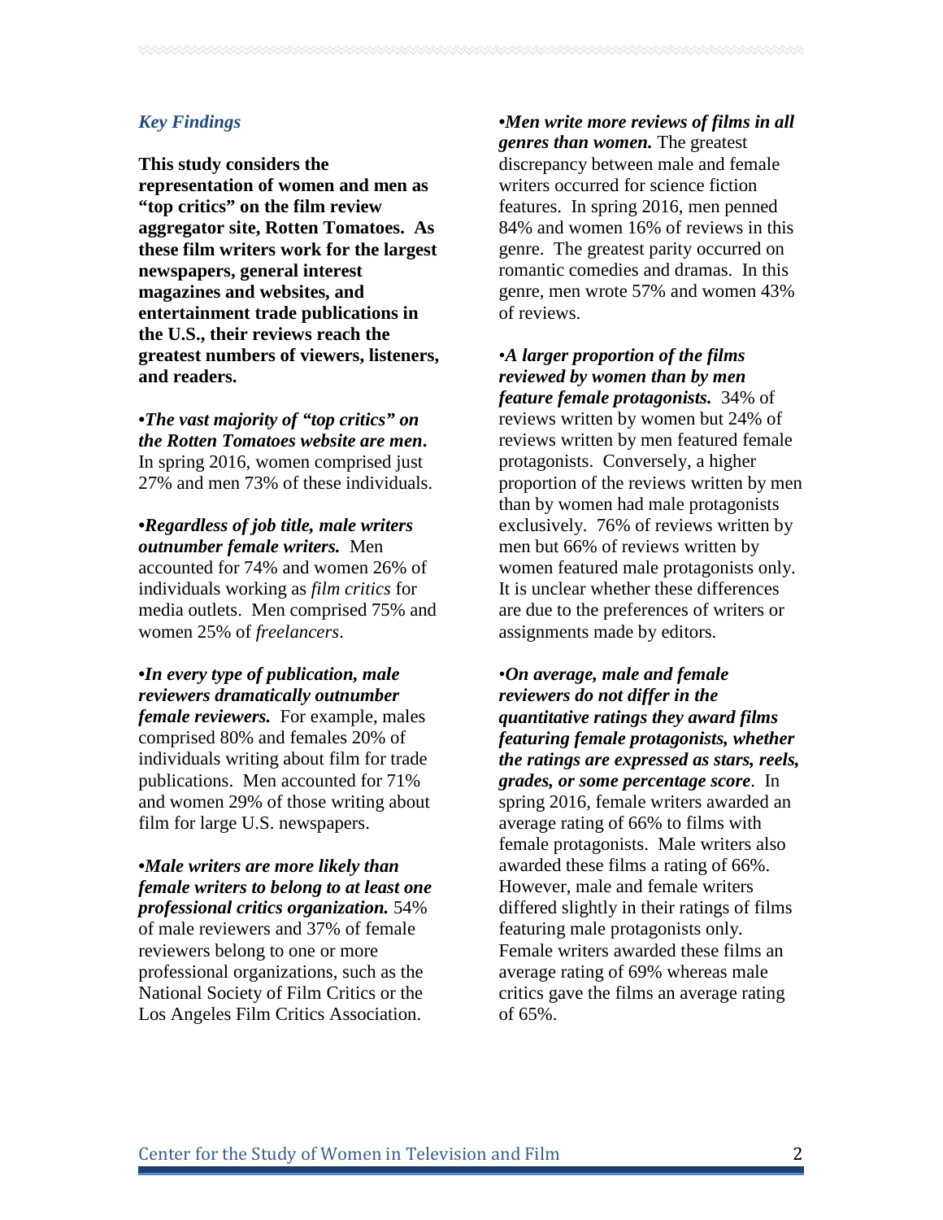### *Key Findings*

**This study considers the representation of women and men as "top critics" on the film review aggregator site, Rotten Tomatoes. As these film writers work for the largest newspapers, general interest magazines and websites, and entertainment trade publications in the U.S., their reviews reach the greatest numbers of viewers, listeners, and readers.**

•***The vast majority of "top critics" on the Rotten Tomatoes website are men*.** In spring 2016, women comprised just 27% and men 73% of these individuals.

•***Regardless of job title, male writers outnumber female writers.*** Men accounted for 74% and women 26% of individuals working as *film critics* for media outlets. Men comprised 75% and women 25% of *freelancers*.

•***In every type of publication, male reviewers dramatically outnumber female reviewers.*** For example, males comprised 80% and females 20% of individuals writing about film for trade publications. Men accounted for 71% and women 29% of those writing about film for large U.S. newspapers.

•***Male writers are more likely than female writers to belong to at least one professional critics organization.*** 54% of male reviewers and 37% of female reviewers belong to one or more professional organizations, such as the National Society of Film Critics or the Los Angeles Film Critics Association.

•***Men write more reviews of films in all genres than women.*** The greatest discrepancy between male and female writers occurred for science fiction features. In spring 2016, men penned 84% and women 16% of reviews in this genre. The greatest parity occurred on romantic comedies and dramas. In this genre, men wrote 57% and women 43% of reviews.

•***A larger proportion of the films reviewed by women than by men feature female protagonists.*** 34% of reviews written by women but 24% of reviews written by men featured female protagonists. Conversely, a higher proportion of the reviews written by men than by women had male protagonists exclusively. 76% of reviews written by men but 66% of reviews written by women featured male protagonists only. It is unclear whether these differences are due to the preferences of writers or assignments made by editors.

•***On average, male and female reviewers do not differ in the quantitative ratings they award films featuring female protagonists, whether the ratings are expressed as stars, reels, grades, or some percentage score***. In spring 2016, female writers awarded an average rating of 66% to films with female protagonists. Male writers also awarded these films a rating of 66%. However, male and female writers differed slightly in their ratings of films featuring male protagonists only. Female writers awarded these films an average rating of 69% whereas male critics gave the films an average rating of 65%.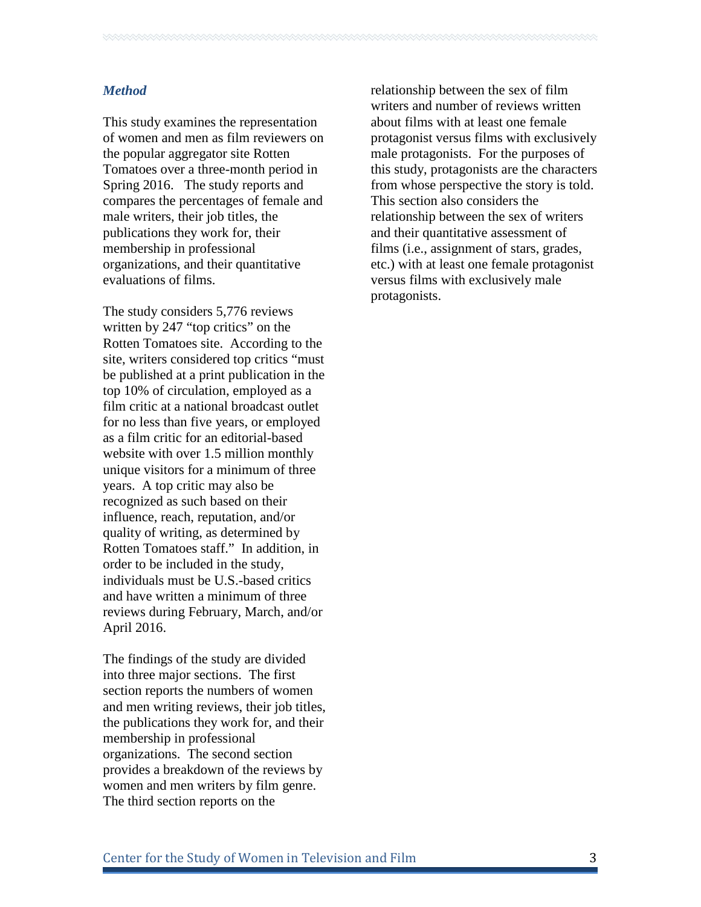### *Method*

This study examines the representation of women and men as film reviewers on the popular aggregator site Rotten Tomatoes over a three-month period in Spring 2016. The study reports and compares the percentages of female and male writers, their job titles, the publications they work for, their membership in professional organizations, and their quantitative evaluations of films.

The study considers 5,776 reviews written by 247 "top critics" on the Rotten Tomatoes site. According to the site, writers considered top critics "must be published at a print publication in the top 10% of circulation, employed as a film critic at a national broadcast outlet for no less than five years, or employed as a film critic for an editorial-based website with over 1.5 million monthly unique visitors for a minimum of three years. A top critic may also be recognized as such based on their influence, reach, reputation, and/or quality of writing, as determined by Rotten Tomatoes staff." In addition, in order to be included in the study, individuals must be U.S.-based critics and have written a minimum of three reviews during February, March, and/or April 2016.

The findings of the study are divided into three major sections. The first section reports the numbers of women and men writing reviews, their job titles, the publications they work for, and their membership in professional organizations. The second section provides a breakdown of the reviews by women and men writers by film genre. The third section reports on the relationship between the sex of film writers and number of reviews written about films with at least one female protagonist versus films with exclusively male protagonists. For the purposes of this study, protagonists are the characters from whose perspective the story is told. This section also considers the relationship between the sex of writers and their quantitative assessment of films (i.e., assignment of stars, grades, etc.) with at least one female protagonist versus films with exclusively male protagonists.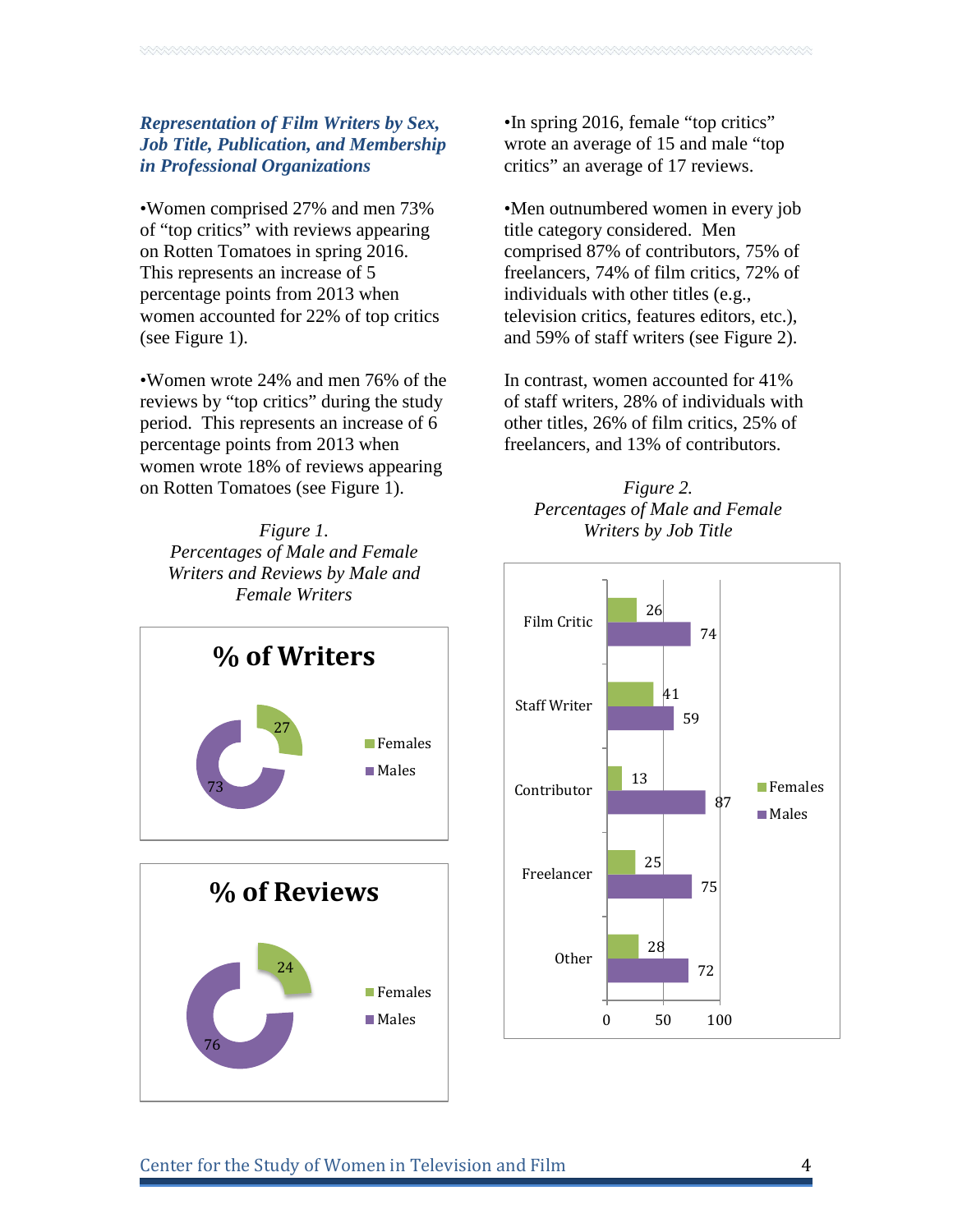### *Representation of Film Writers by Sex, Job Title, Publication, and Membership in Professional Organizations*

•Women comprised 27% and men 73% of "top critics" with reviews appearing on Rotten Tomatoes in spring 2016. This represents an increase of 5 percentage points from 2013 when women accounted for 22% of top critics (see Figure 1).

•Women wrote 24% and men 76% of the reviews by "top critics" during the study period. This represents an increase of 6 percentage points from 2013 when women wrote 18% of reviews appearing on Rotten Tomatoes (see Figure 1).

*Figure 1.*
*Percentages of Male and Female Writers and Reviews by Male and Female Writers*

**% of Writers**

| | % |
|---|---|
| Females | 27 |
| Males | 73 |

**% of Reviews**

| | % |
|---|---|
| Females | 24 |
| Males | 76 |

•In spring 2016, female "top critics" wrote an average of 15 and male "top critics" an average of 17 reviews.

•Men outnumbered women in every job title category considered. Men comprised 87% of contributors, 75% of freelancers, 74% of film critics, 72% of individuals with other titles (e.g., television critics, features editors, etc.), and 59% of staff writers (see Figure 2).

In contrast, women accounted for 41% of staff writers, 28% of individuals with other titles, 26% of film critics, 25% of freelancers, and 13% of contributors.

*Figure 2.*
*Percentages of Male and Female Writers by Job Title*

| Job Title | Females | Males |
|---|---|---|
| Film Critic | 26 | 74 |
| Staff Writer | 41 | 59 |
| Contributor | 13 | 87 |
| Freelancer | 25 | 75 |
| Other | 28 | 72 |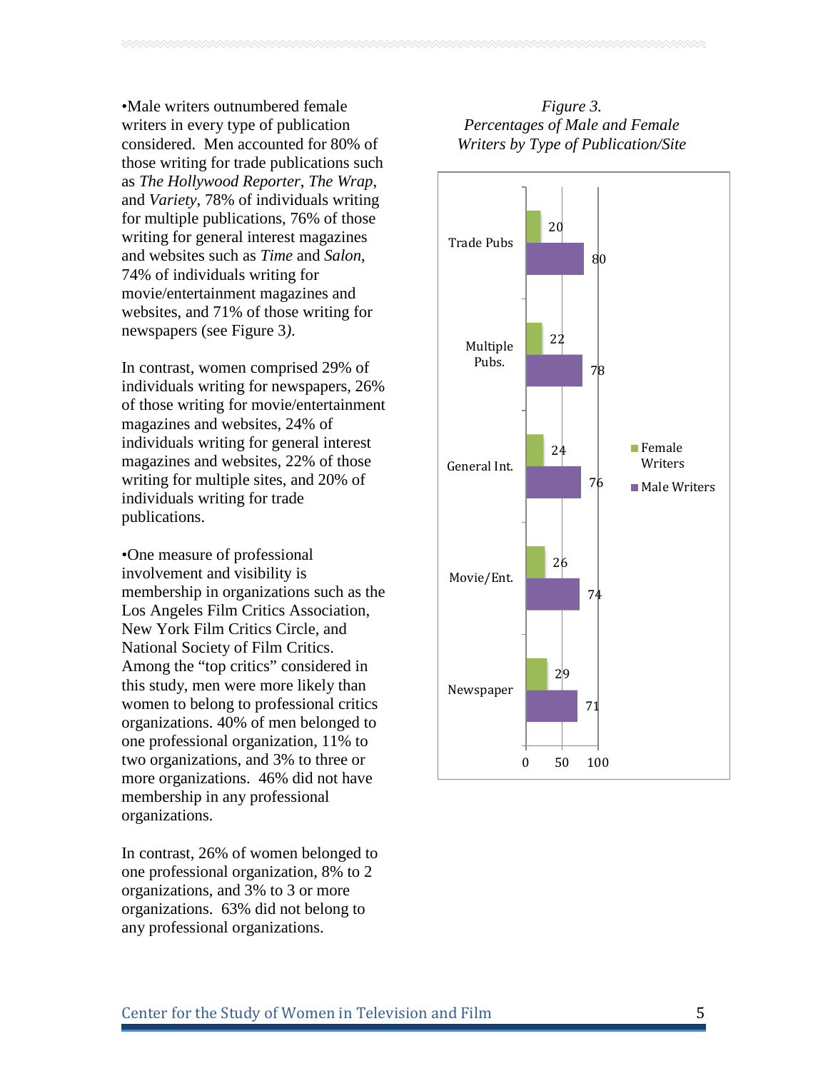•Male writers outnumbered female writers in every type of publication considered. Men accounted for 80% of those writing for trade publications such as *The Hollywood Reporter*, *The Wrap*, and *Variety*, 78% of individuals writing for multiple publications, 76% of those writing for general interest magazines and websites such as *Time* and *Salon*, 74% of individuals writing for movie/entertainment magazines and websites, and 71% of those writing for newspapers (see Figure 3).

In contrast, women comprised 29% of individuals writing for newspapers, 26% of those writing for movie/entertainment magazines and websites, 24% of individuals writing for general interest magazines and websites, 22% of those writing for multiple sites, and 20% of individuals writing for trade publications.

•One measure of professional involvement and visibility is membership in organizations such as the Los Angeles Film Critics Association, New York Film Critics Circle, and National Society of Film Critics. Among the "top critics" considered in this study, men were more likely than women to belong to professional critics organizations. 40% of men belonged to one professional organization, 11% to two organizations, and 3% to three or more organizations. 46% did not have membership in any professional organizations.

In contrast, 26% of women belonged to one professional organization, 8% to 2 organizations, and 3% to 3 or more organizations. 63% did not belong to any professional organizations.

*Figure 3.*
*Percentages of Male and Female Writers by Type of Publication/Site*

| Type of Publication/Site | Female Writers | Male Writers |
|---|---|---|
| Trade Pubs | 20 | 80 |
| Multiple Pubs. | 22 | 78 |
| General Int. | 24 | 76 |
| Movie/Ent. | 26 | 74 |
| Newspaper | 29 | 71 |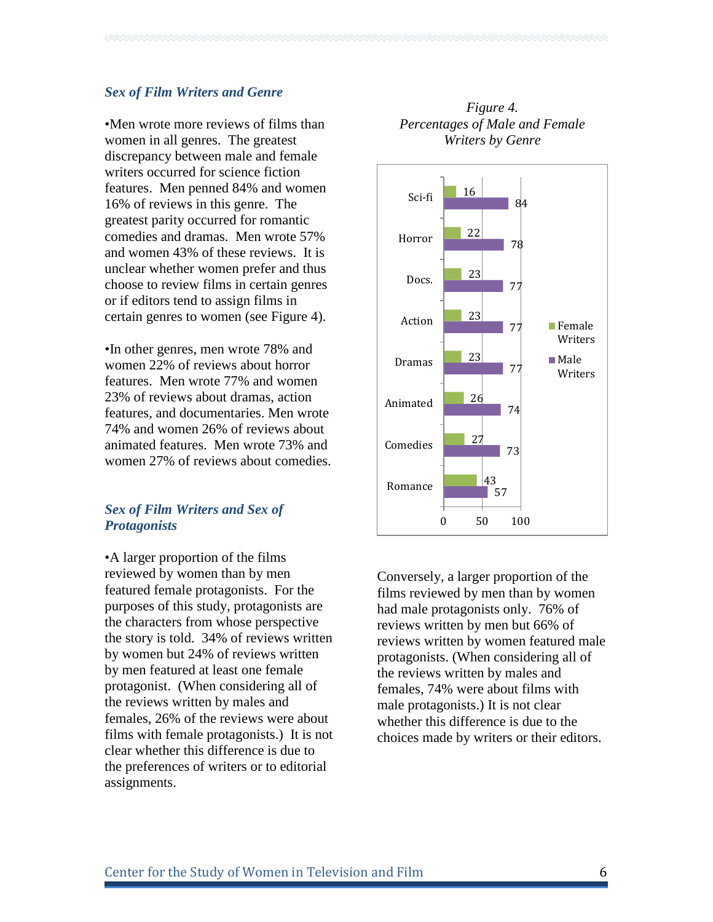### *Sex of Film Writers and Genre*

•Men wrote more reviews of films than women in all genres. The greatest discrepancy between male and female writers occurred for science fiction features. Men penned 84% and women 16% of reviews in this genre. The greatest parity occurred for romantic comedies and dramas. Men wrote 57% and women 43% of these reviews. It is unclear whether women prefer and thus choose to review films in certain genres or if editors tend to assign films in certain genres to women (see Figure 4).

•In other genres, men wrote 78% and women 22% of reviews about horror features. Men wrote 77% and women 23% of reviews about dramas, action features, and documentaries. Men wrote 74% and women 26% of reviews about animated features. Men wrote 73% and women 27% of reviews about comedies.

*Figure 4.*
*Percentages of Male and Female Writers by Genre*

| Genre | Female Writers | Male Writers |
| --- | --- | --- |
| Sci-fi | 16 | 84 |
| Horror | 22 | 78 |
| Docs. | 23 | 77 |
| Action | 23 | 77 |
| Dramas | 23 | 77 |
| Animated | 26 | 74 |
| Comedies | 27 | 73 |
| Romance | 43 | 57 |

### *Sex of Film Writers and Sex of Protagonists*

•A larger proportion of the films reviewed by women than by men featured female protagonists. For the purposes of this study, protagonists are the characters from whose perspective the story is told. 34% of reviews written by women but 24% of reviews written by men featured at least one female protagonist. (When considering all of the reviews written by males and females, 26% of the reviews were about films with female protagonists.) It is not clear whether this difference is due to the preferences of writers or to editorial assignments.

Conversely, a larger proportion of the films reviewed by men than by women had male protagonists only. 76% of reviews written by men but 66% of reviews written by women featured male protagonists. (When considering all of the reviews written by males and females, 74% were about films with male protagonists.) It is not clear whether this difference is due to the choices made by writers or their editors.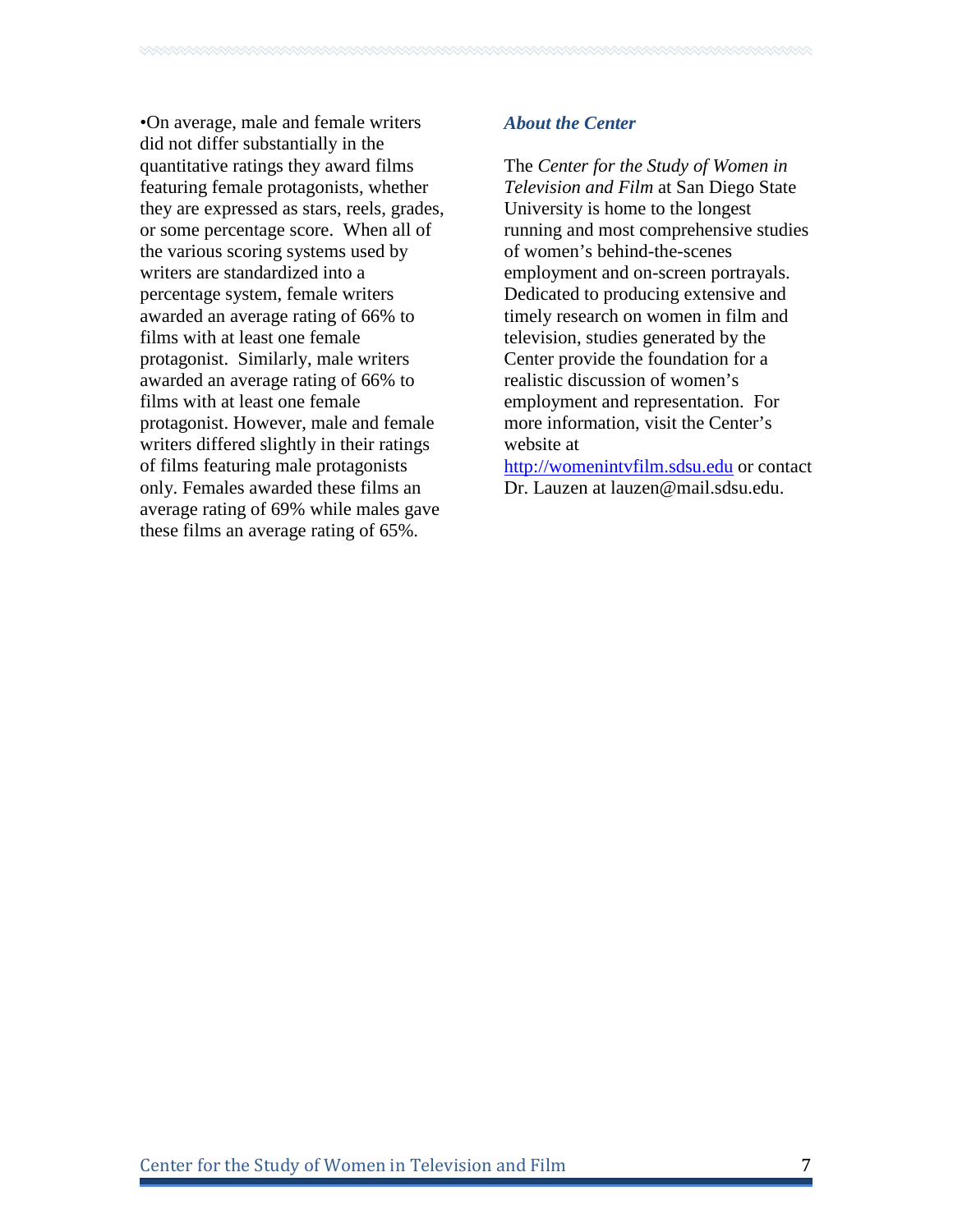•On average, male and female writers did not differ substantially in the quantitative ratings they award films featuring female protagonists, whether they are expressed as stars, reels, grades, or some percentage score. When all of the various scoring systems used by writers are standardized into a percentage system, female writers awarded an average rating of 66% to films with at least one female protagonist. Similarly, male writers awarded an average rating of 66% to films with at least one female protagonist. However, male and female writers differed slightly in their ratings of films featuring male protagonists only. Females awarded these films an average rating of 69% while males gave these films an average rating of 65%.

## *About the Center*

The *Center for the Study of Women in Television and Film* at San Diego State University is home to the longest running and most comprehensive studies of women's behind-the-scenes employment and on-screen portrayals. Dedicated to producing extensive and timely research on women in film and television, studies generated by the Center provide the foundation for a realistic discussion of women's employment and representation. For more information, visit the Center's website at http://womenintvfilm.sdsu.edu or contact Dr. Lauzen at lauzen@mail.sdsu.edu.